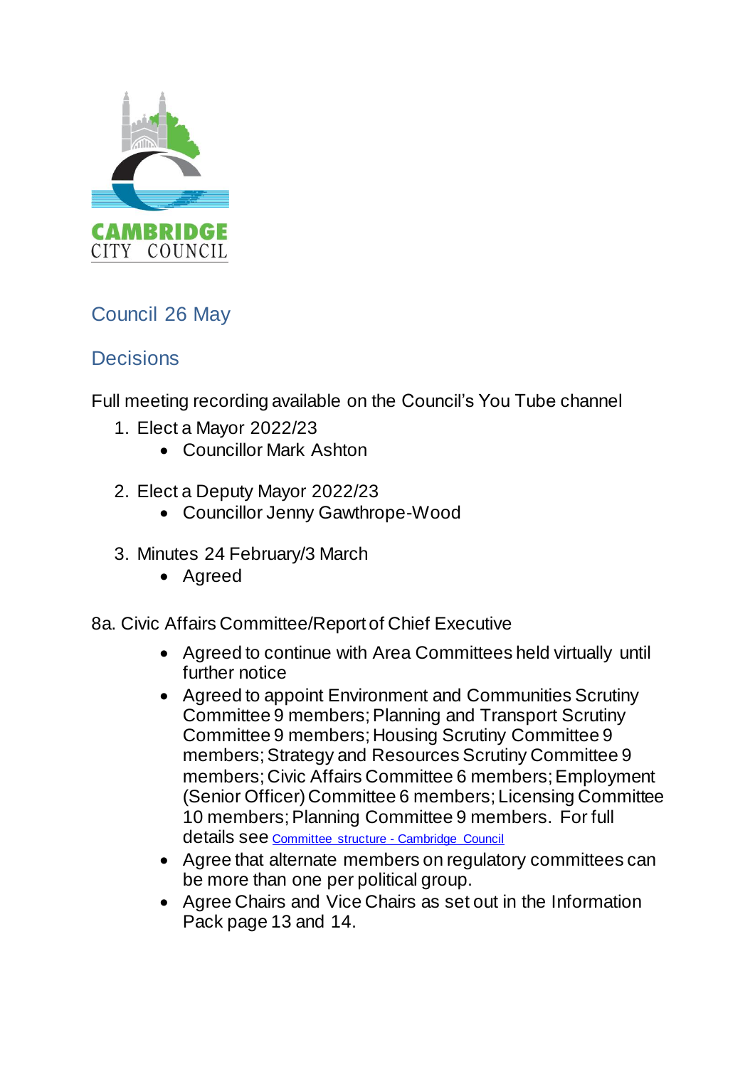CAMBRIDGE CITY COUNCIL

# Council 26 May

## Decisions

Full meeting recording available on the Council's You Tube channel

1. Elect a Mayor 2022/23
   - Councillor Mark Ashton

2. Elect a Deputy Mayor 2022/23
   - Councillor Jenny Gawthrope-Wood

3. Minutes 24 February/3 March
   - Agreed

8a. Civic Affairs Committee/Report of Chief Executive

- Agreed to continue with Area Committees held virtually until further notice
- Agreed to appoint Environment and Communities Scrutiny Committee 9 members; Planning and Transport Scrutiny Committee 9 members; Housing Scrutiny Committee 9 members; Strategy and Resources Scrutiny Committee 9 members; Civic Affairs Committee 6 members; Employment (Senior Officer) Committee 6 members; Licensing Committee 10 members; Planning Committee 9 members. For full details see Committee structure - Cambridge Council
- Agree that alternate members on regulatory committees can be more than one per political group.
- Agree Chairs and Vice Chairs as set out in the Information Pack page 13 and 14.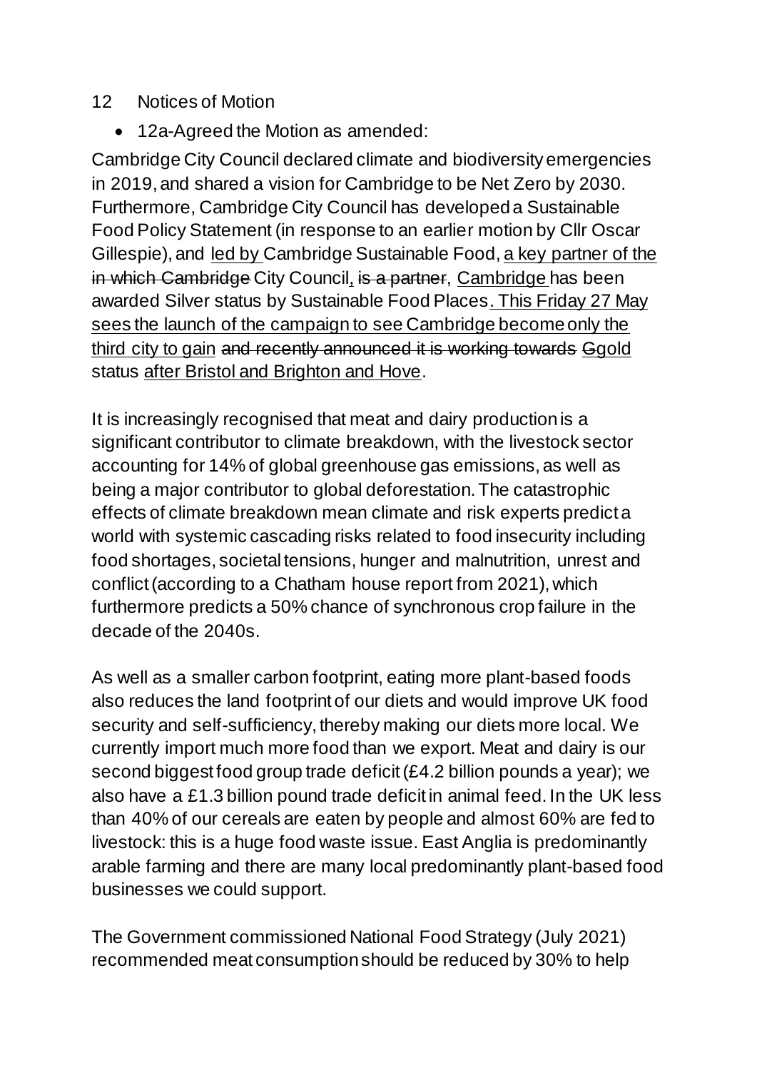12 Notices of Motion

- 12a-Agreed the Motion as amended:

Cambridge City Council declared climate and biodiversity emergencies in 2019, and shared a vision for Cambridge to be Net Zero by 2030. Furthermore, Cambridge City Council has developed a Sustainable Food Policy Statement (in response to an earlier motion by Cllr Oscar Gillespie), and <u>led by</u> Cambridge Sustainable Food, <u>a key partner of the</u> ~~in which Cambridge~~ City Council<u>,</u> ~~is a partner~~, <u>Cambridge</u> has been awarded Silver status by Sustainable Food Places<u>. This Friday 27 May sees the launch of the campaign to see Cambridge become only the third city to gain</u> ~~and recently announced it is working towards~~ ~~G~~<u>g</u>old status <u>after Bristol and Brighton and Hove</u>.

It is increasingly recognised that meat and dairy production is a significant contributor to climate breakdown, with the livestock sector accounting for 14% of global greenhouse gas emissions, as well as being a major contributor to global deforestation. The catastrophic effects of climate breakdown mean climate and risk experts predict a world with systemic cascading risks related to food insecurity including food shortages, societal tensions, hunger and malnutrition, unrest and conflict (according to a Chatham house report from 2021), which furthermore predicts a 50% chance of synchronous crop failure in the decade of the 2040s.

As well as a smaller carbon footprint, eating more plant-based foods also reduces the land footprint of our diets and would improve UK food security and self-sufficiency, thereby making our diets more local. We currently import much more food than we export. Meat and dairy is our second biggest food group trade deficit (£4.2 billion pounds a year); we also have a £1.3 billion pound trade deficit in animal feed. In the UK less than 40% of our cereals are eaten by people and almost 60% are fed to livestock: this is a huge food waste issue. East Anglia is predominantly arable farming and there are many local predominantly plant-based food businesses we could support.

The Government commissioned National Food Strategy (July 2021) recommended meat consumption should be reduced by 30% to help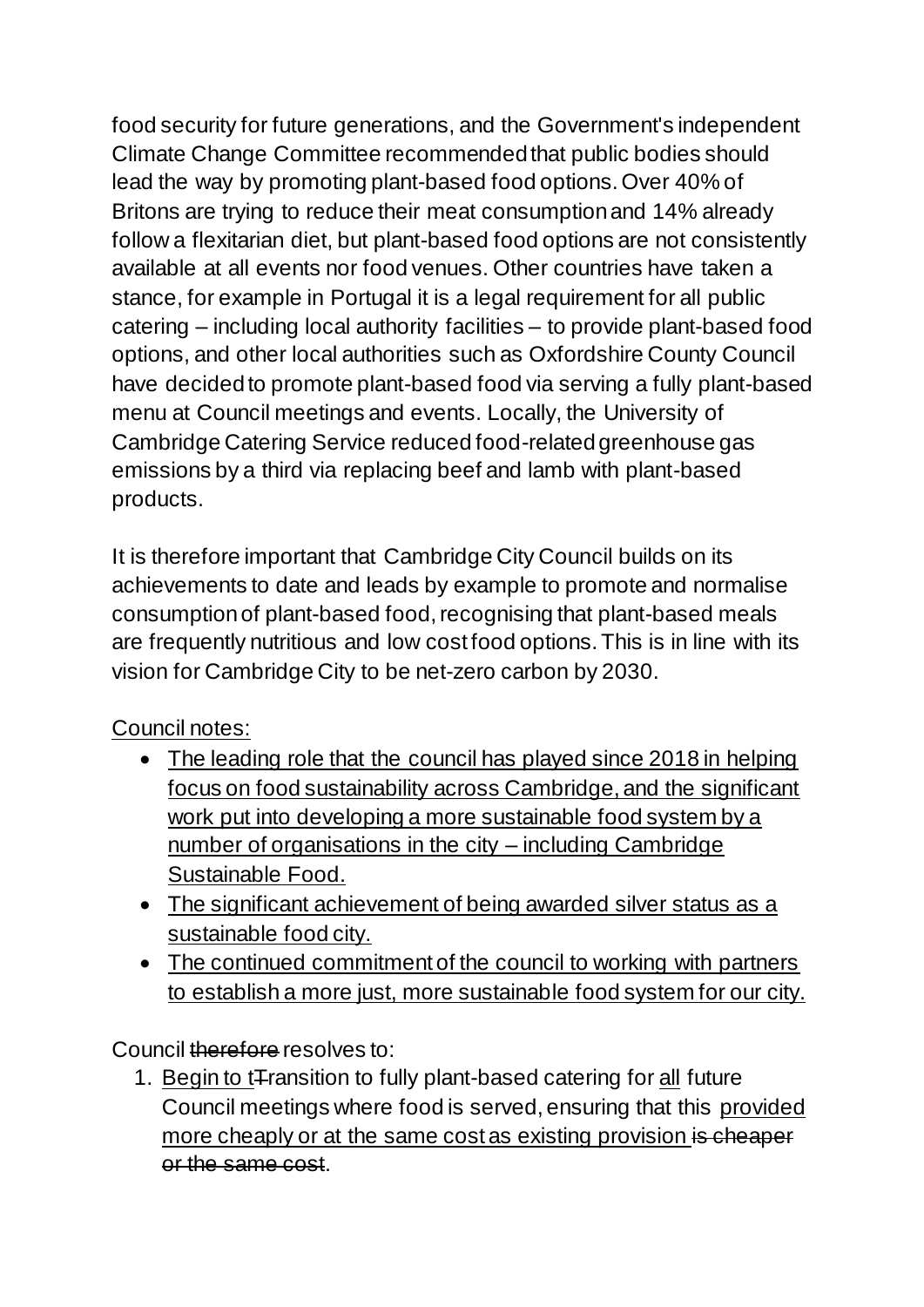food security for future generations, and the Government's independent Climate Change Committee recommended that public bodies should lead the way by promoting plant-based food options. Over 40% of Britons are trying to reduce their meat consumption and 14% already follow a flexitarian diet, but plant-based food options are not consistently available at all events nor food venues. Other countries have taken a stance, for example in Portugal it is a legal requirement for all public catering – including local authority facilities – to provide plant-based food options, and other local authorities such as Oxfordshire County Council have decided to promote plant-based food via serving a fully plant-based menu at Council meetings and events. Locally, the University of Cambridge Catering Service reduced food-related greenhouse gas emissions by a third via replacing beef and lamb with plant-based products.

It is therefore important that Cambridge City Council builds on its achievements to date and leads by example to promote and normalise consumption of plant-based food, recognising that plant-based meals are frequently nutritious and low cost food options. This is in line with its vision for Cambridge City to be net-zero carbon by 2030.

<u>Council notes:</u>

- <u>The leading role that the council has played since 2018 in helping focus on food sustainability across Cambridge, and the significant work put into developing a more sustainable food system by a number of organisations in the city – including Cambridge Sustainable Food.</u>
- <u>The significant achievement of being awarded silver status as a sustainable food city.</u>
- <u>The continued commitment of the council to working with partners to establish a more just, more sustainable food system for our city.</u>

Council ~~therefore~~ resolves to:

1. <u>Begin to t</u>~~T~~ransition to fully plant-based catering for <u>all</u> future Council meetings where food is served, ensuring that this <u>provided more cheaply or at the same cost as existing provision</u> ~~is cheaper or the same cost~~.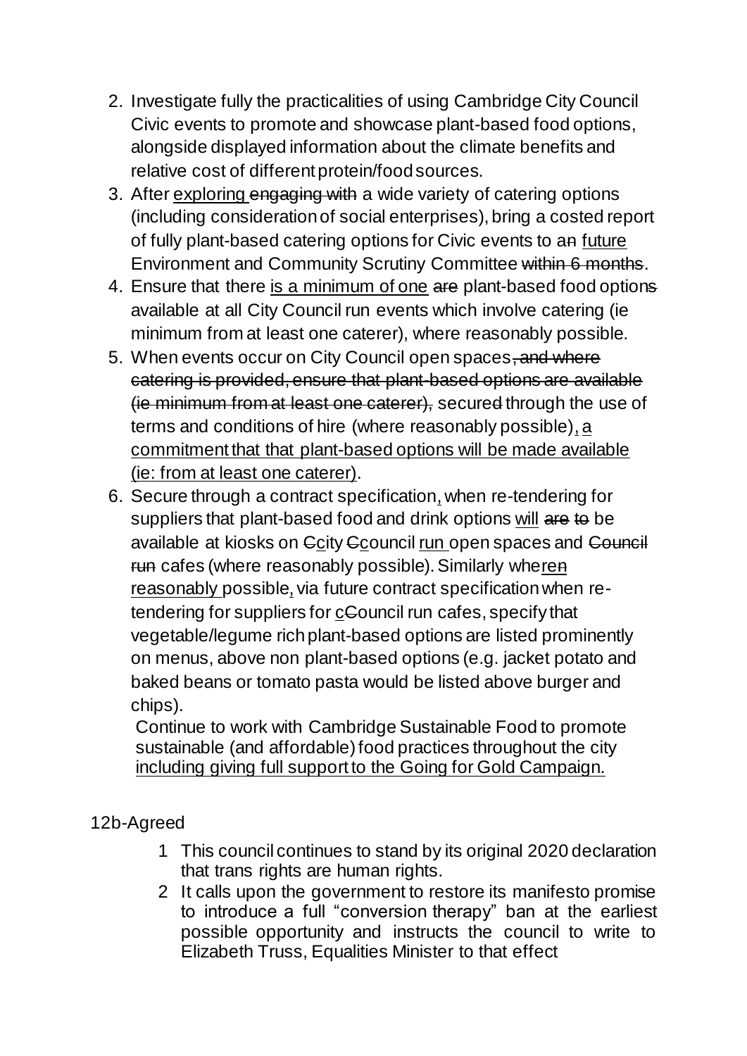2. Investigate fully the practicalities of using Cambridge City Council Civic events to promote and showcase plant-based food options, alongside displayed information about the climate benefits and relative cost of different protein/food sources.
3. After <u>exploring</u> ~~engaging with~~ a wide variety of catering options (including consideration of social enterprises), bring a costed report of fully plant-based catering options for Civic events to a~~n~~ <u>future</u> Environment and Community Scrutiny Committee ~~within 6 months~~.
4. Ensure that there <u>is a minimum of one</u> ~~are~~ plant-based food option~~s~~ available at all City Council run events which involve catering (ie minimum from at least one caterer), where reasonably possible.
5. When events occur on City Council open spaces~~, and where catering is provided, ensure that plant-based options are available (ie minimum from at least one caterer),~~ secure~~d~~ through the use of terms and conditions of hire (where reasonably possible)<u>, a commitment that that plant-based options will be made available (ie: from at least one caterer)</u>.
6. Secure through a contract specification<u>,</u> when re-tendering for suppliers that plant-based food and drink options <u>will</u> ~~are to~~ be available at kiosks on ~~C~~<u>c</u>ity ~~C~~<u>c</u>ouncil <u>run</u> open spaces and ~~Council run~~ cafes (where reasonably possible). Similarly whe<u>re</u>~~n~~ <u>reasonably</u> possible<u>,</u> via future contract specification when re-tendering for suppliers for <u>c</u>~~C~~ouncil run cafes, specify that vegetable/legume rich plant-based options are listed prominently on menus, above non plant-based options (e.g. jacket potato and baked beans or tomato pasta would be listed above burger and chips).

   Continue to work with Cambridge Sustainable Food to promote sustainable (and affordable) food practices throughout the city <u>including giving full support to the Going for Gold Campaign.</u>

12b-Agreed

1. This council continues to stand by its original 2020 declaration that trans rights are human rights.
2. It calls upon the government to restore its manifesto promise to introduce a full "conversion therapy" ban at the earliest possible opportunity and instructs the council to write to Elizabeth Truss, Equalities Minister to that effect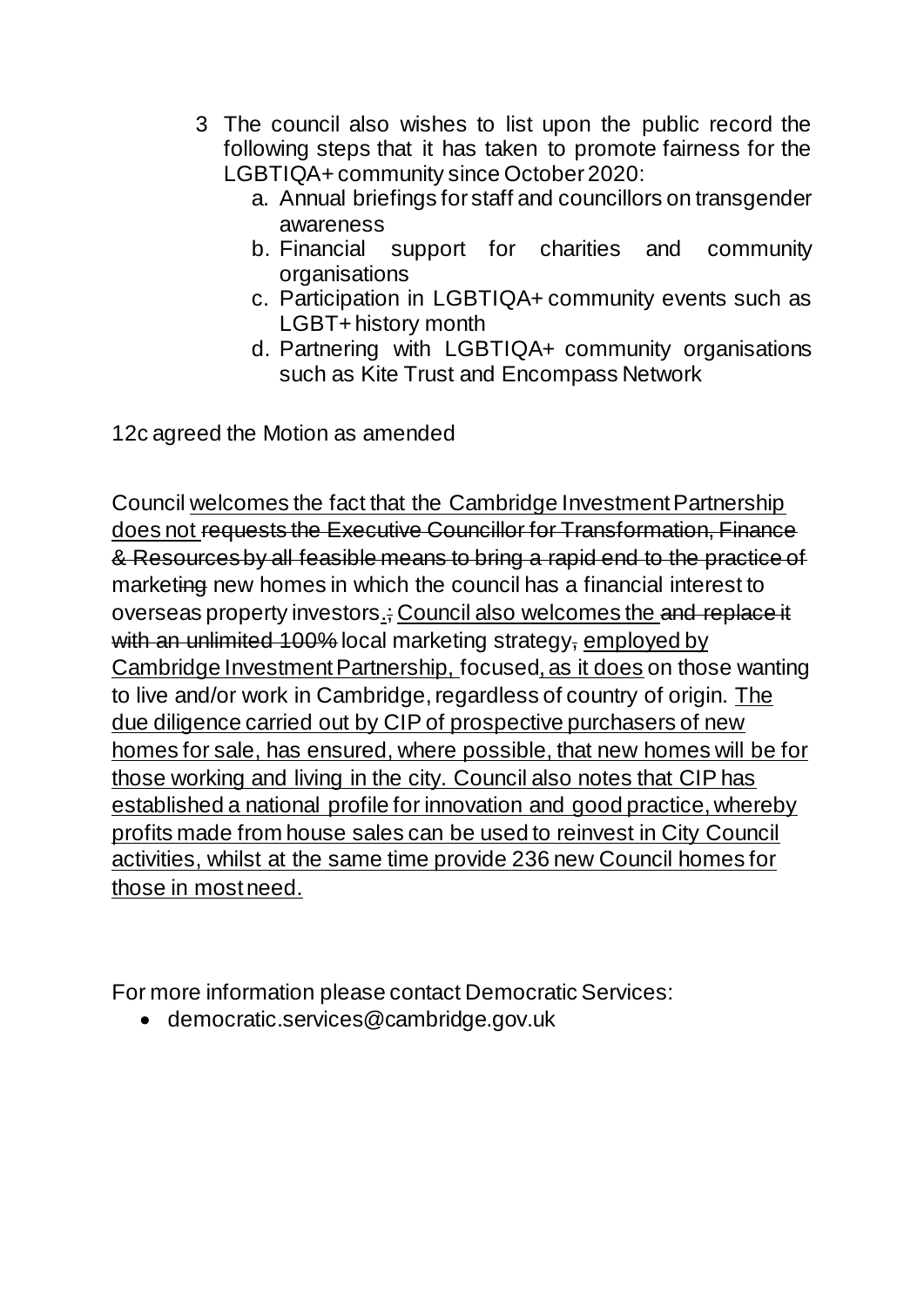3. The council also wishes to list upon the public record the following steps that it has taken to promote fairness for the LGBTIQA+ community since October 2020:
    a. Annual briefings for staff and councillors on transgender awareness
    b. Financial support for charities and community organisations
    c. Participation in LGBTIQA+ community events such as LGBT+ history month
    d. Partnering with LGBTIQA+ community organisations such as Kite Trust and Encompass Network

12c agreed the Motion as amended

Council <u>welcomes the fact that the Cambridge Investment Partnership does not</u> ~~requests the Executive Councillor for Transformation, Finance & Resources by all feasible means to bring a rapid end to the practice of~~ market~~ing~~ new homes in which the council has a financial interest to overseas property investors<u>.</u>~~;~~ <u>Council also welcomes the</u> ~~and replace it with an unlimited 100%~~ local marketing strategy~~,~~ <u>employed by Cambridge Investment Partnership,</u> focused<u>, as it does</u> on those wanting to live and/or work in Cambridge, regardless of country of origin. <u>The due diligence carried out by CIP of prospective purchasers of new homes for sale, has ensured, where possible, that new homes will be for those working and living in the city. Council also notes that CIP has established a national profile for innovation and good practice, whereby profits made from house sales can be used to reinvest in City Council activities, whilst at the same time provide 236 new Council homes for those in most need.</u>

For more information please contact Democratic Services:

- democratic.services@cambridge.gov.uk